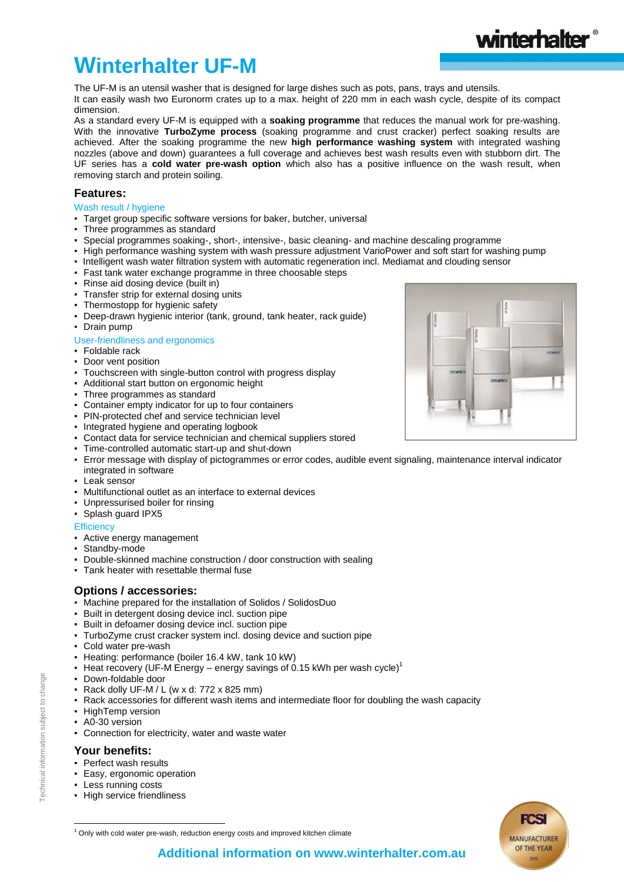# Winterhalter UF-M

The UF-M is an utensil washer that is designed for large dishes such as pots, pans, trays and utensils.
It can easily wash two Euronorm crates up to a max. height of 220 mm in each wash cycle, despite of its compact dimension.
As a standard every UF-M is equipped with a **soaking programme** that reduces the manual work for pre-washing. With the innovative **TurboZyme process** (soaking programme and crust cracker) perfect soaking results are achieved. After the soaking programme the new **high performance washing system** with integrated washing nozzles (above and down) guarantees a full coverage and achieves best wash results even with stubborn dirt. The UF series has a **cold water pre-wash option** which also has a positive influence on the wash result, when removing starch and protein soiling.

## Features:

### Wash result / hygiene

- Target group specific software versions for baker, butcher, universal
- Three programmes as standard
- Special programmes soaking-, short-, intensive-, basic cleaning- and machine descaling programme
- High performance washing system with wash pressure adjustment VarioPower and soft start for washing pump
- Intelligent wash water filtration system with automatic regeneration incl. Mediamat and clouding sensor
- Fast tank water exchange programme in three choosable steps
- Rinse aid dosing device (built in)
- Transfer strip for external dosing units
- Thermostopp for hygienic safety
- Deep-drawn hygienic interior (tank, ground, tank heater, rack guide)
- Drain pump

### User-friendliness and ergonomics

- Foldable rack
- Door vent position
- Touchscreen with single-button control with progress display
- Additional start button on ergonomic height
- Three programmes as standard
- Container empty indicator for up to four containers
- PIN-protected chef and service technician level
- Integrated hygiene and operating logbook
- Contact data for service technician and chemical suppliers stored
- Time-controlled automatic start-up and shut-down
- Error message with display of pictogrammes or error codes, audible event signaling, maintenance interval indicator integrated in software
- Leak sensor
- Multifunctional outlet as an interface to external devices
- Unpressurised boiler for rinsing
- Splash guard IPX5

### Efficiency

- Active energy management
- Standby-mode
- Double-skinned machine construction / door construction with sealing
- Tank heater with resettable thermal fuse

## Options / accessories:

- Machine prepared for the installation of Solidos / SolidosDuo
- Built in detergent dosing device incl. suction pipe
- Built in defoamer dosing device incl. suction pipe
- TurboZyme crust cracker system incl. dosing device and suction pipe
- Cold water pre-wash
- Heating: performance (boiler 16.4 kW, tank 10 kW)
- Heat recovery (UF-M Energy – energy savings of 0.15 kWh per wash cycle)[1]
- Down-foldable door
- Rack dolly UF-M / L (w x d: 772 x 825 mm)
- Rack accessories for different wash items and intermediate floor for doubling the wash capacity
- HighTemp version
- A0-30 version
- Connection for electricity, water and waste water

## Your benefits:

- Perfect wash results
- Easy, ergonomic operation
- Less running costs
- High service friendliness

[1] Only with cold water pre-wash, reduction energy costs and improved kitchen climate

**Additional information on www.winterhalter.com.au**

Technical information subject to change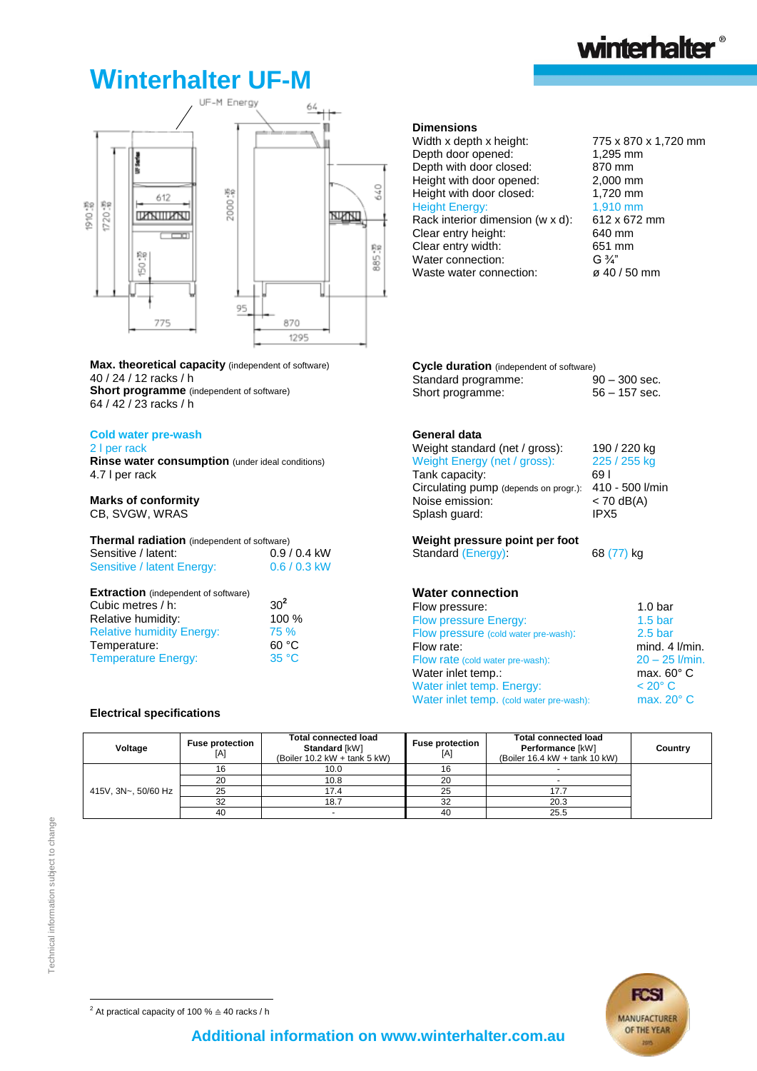# Winterhalter UF-M

UF-M Energy

64

1910 ±35 / -10

1720 ±35 / -10

2000 ±35 / -10

612

150 ±35 / -10

640

885 ±35 / -10

95

775

870

1295

## Dimensions

| | |
|---|---|
| Width x depth x height: | 775 x 870 x 1,720 mm |
| Depth door opened: | 1,295 mm |
| Depth with door closed: | 870 mm |
| Height with door opened: | 2,000 mm |
| Height with door closed: | 1,720 mm |
| Height Energy: | 1,910 mm |
| Rack interior dimension (w x d): | 612 x 672 mm |
| Clear entry height: | 640 mm |
| Clear entry width: | 651 mm |
| Water connection: | G ¾" |
| Waste water connection: | ø 40 / 50 mm |

**Max. theoretical capacity** (independent of software)
40 / 24 / 12 racks / h
**Short programme** (independent of software)
64 / 42 / 23 racks / h

**Cycle duration** (independent of software)

| | |
|---|---|
| Standard programme: | 90 – 300 sec. |
| Short programme: | 56 – 157 sec. |

Cold water pre-wash
2 l per rack
**Rinse water consumption** (under ideal conditions)
4.7 l per rack

**Marks of conformity**
CB, SVGW, WRAS

**General data**

| | |
|---|---|
| Weight standard (net / gross): | 190 / 220 kg |
| Weight Energy (net / gross): | 225 / 255 kg |
| Tank capacity: | 69 l |
| Circulating pump (depends on progr.): | 410 - 500 l/min |
| Noise emission: | < 70 dB(A) |
| Splash guard: | IPX5 |

**Thermal radiation** (independent of software)

| | |
|---|---|
| Sensitive / latent: | 0.9 / 0.4 kW |
| Sensitive / latent Energy: | 0.6 / 0.3 kW |

**Weight pressure point per foot**
Standard (Energy): 68 (77) kg

**Extraction** (independent of software)

| | |
|---|---|
| Cubic metres / h: | 30[2] |
| Relative humidity: | 100 % |
| Relative humidity Energy: | 75 % |
| Temperature: | 60 °C |
| Temperature Energy: | 35 °C |

## Water connection

| | |
|---|---|
| Flow pressure: | 1.0 bar |
| Flow pressure Energy: | 1.5 bar |
| Flow pressure (cold water pre-wash): | 2.5 bar |
| Flow rate: | mind. 4 l/min. |
| Flow rate (cold water pre-wash): | 20 – 25 l/min. |
| Water inlet temp.: | max. 60° C |
| Water inlet temp. Energy: | < 20° C |
| Water inlet temp. (cold water pre-wash): | max. 20° C |

**Electrical specifications**

| Voltage | Fuse protection [A] | Total connected load Standard [kW] (Boiler 10.2 kW + tank 5 kW) | Fuse protection [A] | Total connected load Performance [kW] (Boiler 16.4 kW + tank 10 kW) | Country |
|---|---|---|---|---|---|
| 415V, 3N~, 50/60 Hz | 16 | 10.0 | 16 | - | |
| | 20 | 10.8 | 20 | - | |
| | 25 | 17.4 | 25 | 17.7 | |
| | 32 | 18.7 | 32 | 20.3 | |
| | 40 | - | 40 | 25.5 | |

Technical information subject to change

[2] At practical capacity of 100 % ≙ 40 racks / h

Additional information on www.winterhalter.com.au